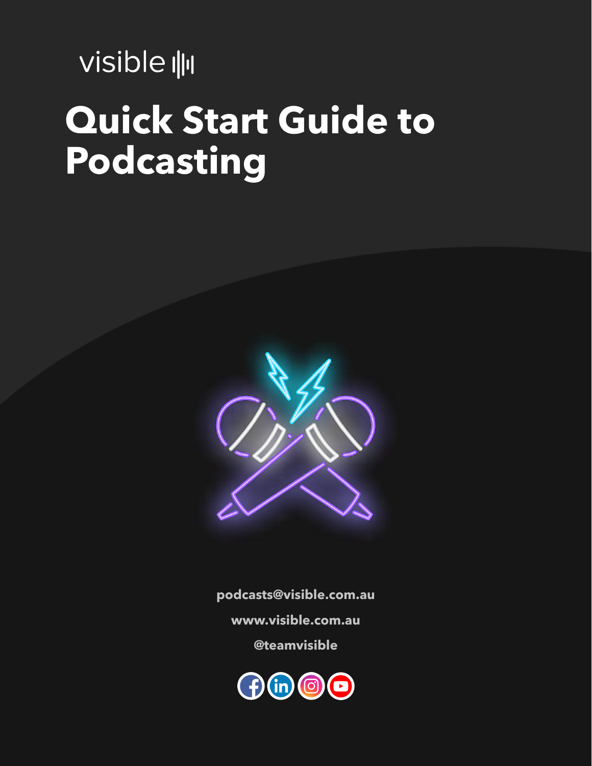visible

# Quick Start Guide to Podcasting

podcasts@visible.com.au

www.visible.com.au

@teamvisible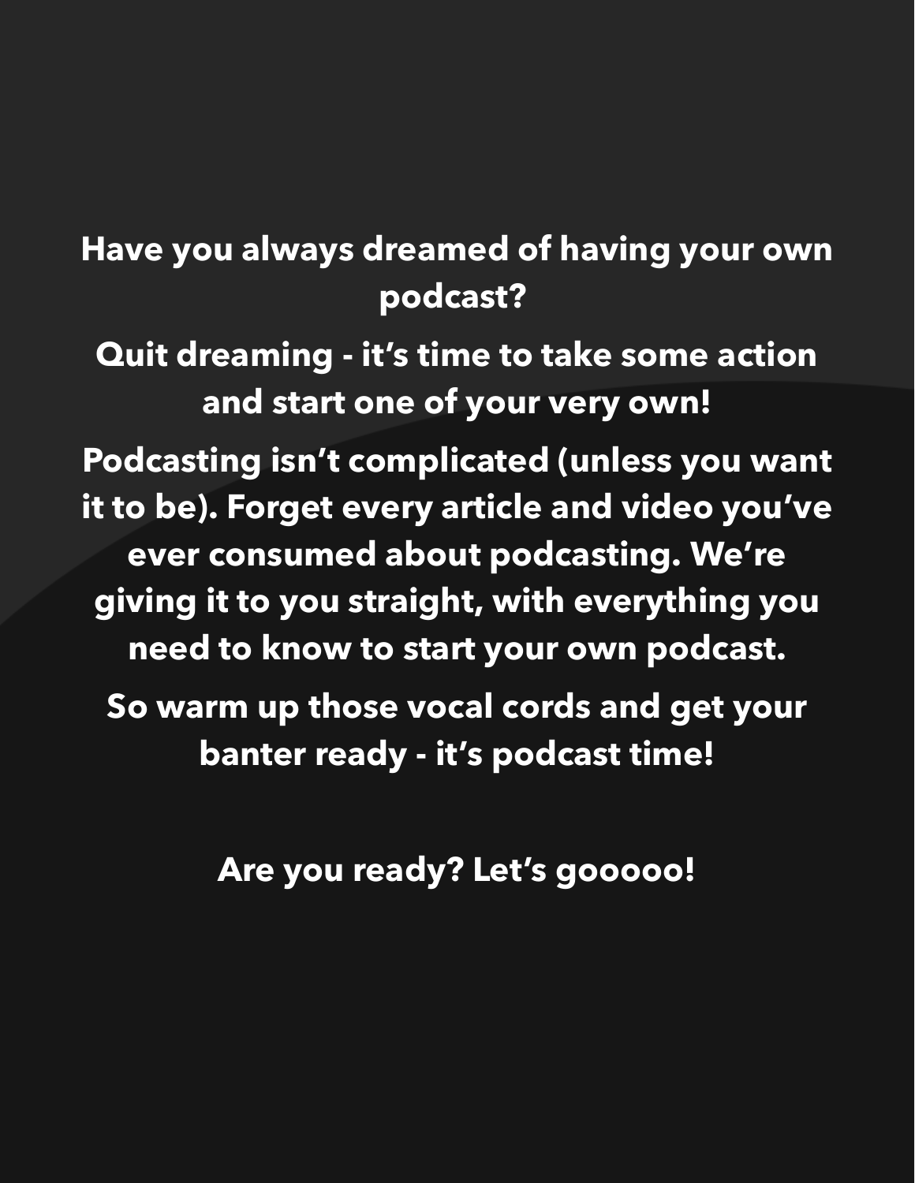**Have you always dreamed of having your own podcast?**

**Quit dreaming - it's time to take some action and start one of your very own!**

**Podcasting isn't complicated (unless you want it to be). Forget every article and video you've ever consumed about podcasting. We're giving it to you straight, with everything you need to know to start your own podcast.**

**So warm up those vocal cords and get your banter ready - it's podcast time!**

**Are you ready? Let's gooooo!**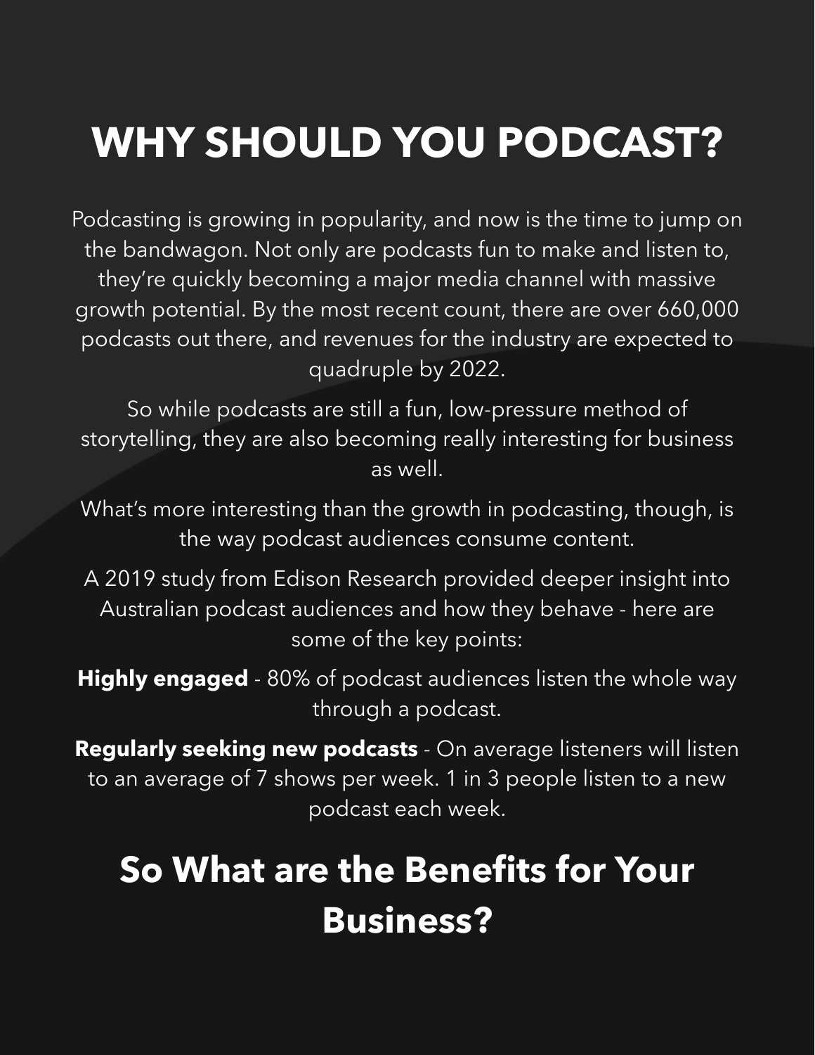# WHY SHOULD YOU PODCAST?

Podcasting is growing in popularity, and now is the time to jump on the bandwagon. Not only are podcasts fun to make and listen to, they're quickly becoming a major media channel with massive growth potential. By the most recent count, there are over 660,000 podcasts out there, and revenues for the industry are expected to quadruple by 2022.

So while podcasts are still a fun, low-pressure method of storytelling, they are also becoming really interesting for business as well.

What's more interesting than the growth in podcasting, though, is the way podcast audiences consume content.

A 2019 study from Edison Research provided deeper insight into Australian podcast audiences and how they behave - here are some of the key points:

**Highly engaged** - 80% of podcast audiences listen the whole way through a podcast.

**Regularly seeking new podcasts** - On average listeners will listen to an average of 7 shows per week. 1 in 3 people listen to a new podcast each week.

## So What are the Benefits for Your Business?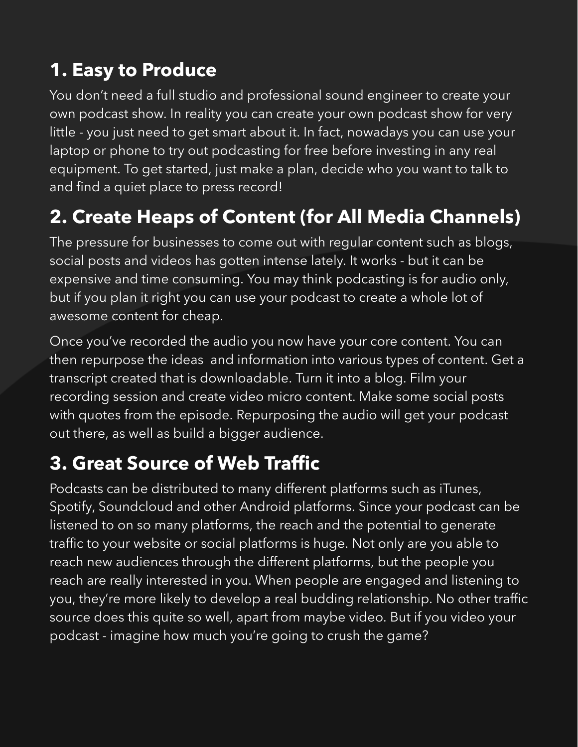## 1. Easy to Produce

You don't need a full studio and professional sound engineer to create your own podcast show. In reality you can create your own podcast show for very little - you just need to get smart about it. In fact, nowadays you can use your laptop or phone to try out podcasting for free before investing in any real equipment. To get started, just make a plan, decide who you want to talk to and find a quiet place to press record!

## 2. Create Heaps of Content (for All Media Channels)

The pressure for businesses to come out with regular content such as blogs, social posts and videos has gotten intense lately. It works - but it can be expensive and time consuming. You may think podcasting is for audio only, but if you plan it right you can use your podcast to create a whole lot of awesome content for cheap.

Once you've recorded the audio you now have your core content. You can then repurpose the ideas  and information into various types of content. Get a transcript created that is downloadable. Turn it into a blog. Film your recording session and create video micro content. Make some social posts with quotes from the episode. Repurposing the audio will get your podcast out there, as well as build a bigger audience.

## 3. Great Source of Web Traffic

Podcasts can be distributed to many different platforms such as iTunes, Spotify, Soundcloud and other Android platforms. Since your podcast can be listened to on so many platforms, the reach and the potential to generate traffic to your website or social platforms is huge. Not only are you able to reach new audiences through the different platforms, but the people you reach are really interested in you. When people are engaged and listening to you, they're more likely to develop a real budding relationship. No other traffic source does this quite so well, apart from maybe video. But if you video your podcast - imagine how much you're going to crush the game?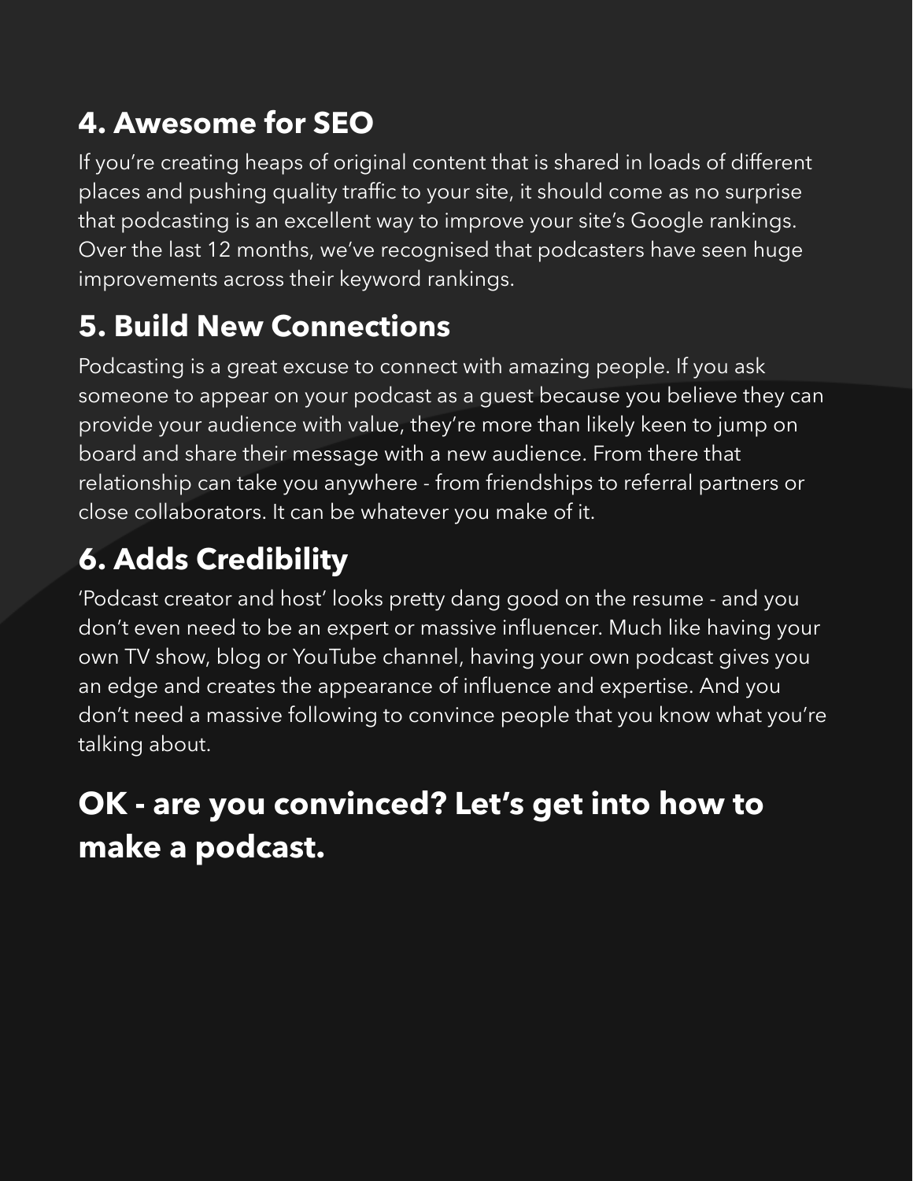## 4. Awesome for SEO

If you're creating heaps of original content that is shared in loads of different places and pushing quality traffic to your site, it should come as no surprise that podcasting is an excellent way to improve your site's Google rankings. Over the last 12 months, we've recognised that podcasters have seen huge improvements across their keyword rankings.

## 5. Build New Connections

Podcasting is a great excuse to connect with amazing people. If you ask someone to appear on your podcast as a guest because you believe they can provide your audience with value, they're more than likely keen to jump on board and share their message with a new audience. From there that relationship can take you anywhere - from friendships to referral partners or close collaborators. It can be whatever you make of it.

## 6. Adds Credibility

'Podcast creator and host' looks pretty dang good on the resume - and you don't even need to be an expert or massive influencer. Much like having your own TV show, blog or YouTube channel, having your own podcast gives you an edge and creates the appearance of influence and expertise. And you don't need a massive following to convince people that you know what you're talking about.

## OK - are you convinced? Let's get into how to make a podcast.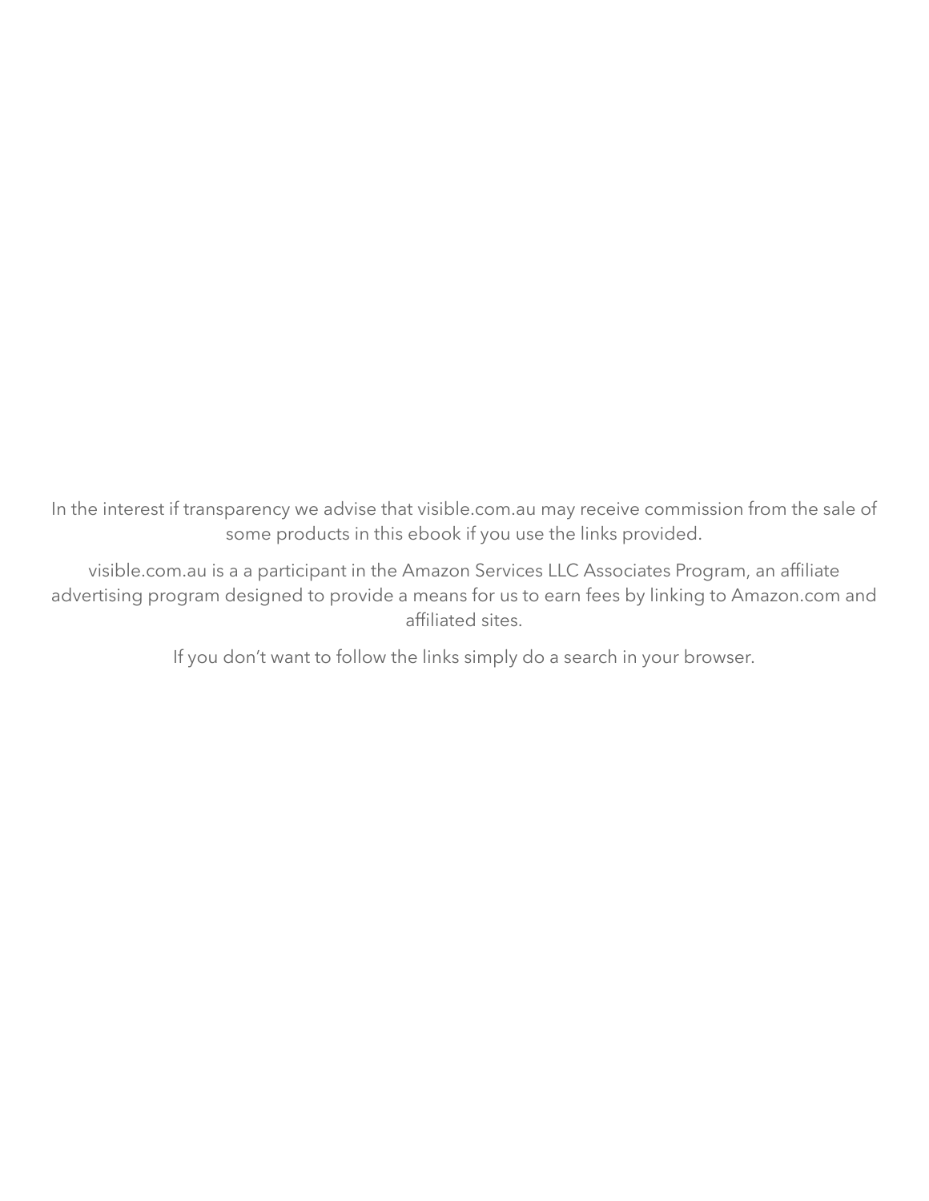In the interest if transparency we advise that visible.com.au may receive commission from the sale of some products in this ebook if you use the links provided.

visible.com.au is a a participant in the Amazon Services LLC Associates Program, an affiliate advertising program designed to provide a means for us to earn fees by linking to Amazon.com and affiliated sites.

If you don't want to follow the links simply do a search in your browser.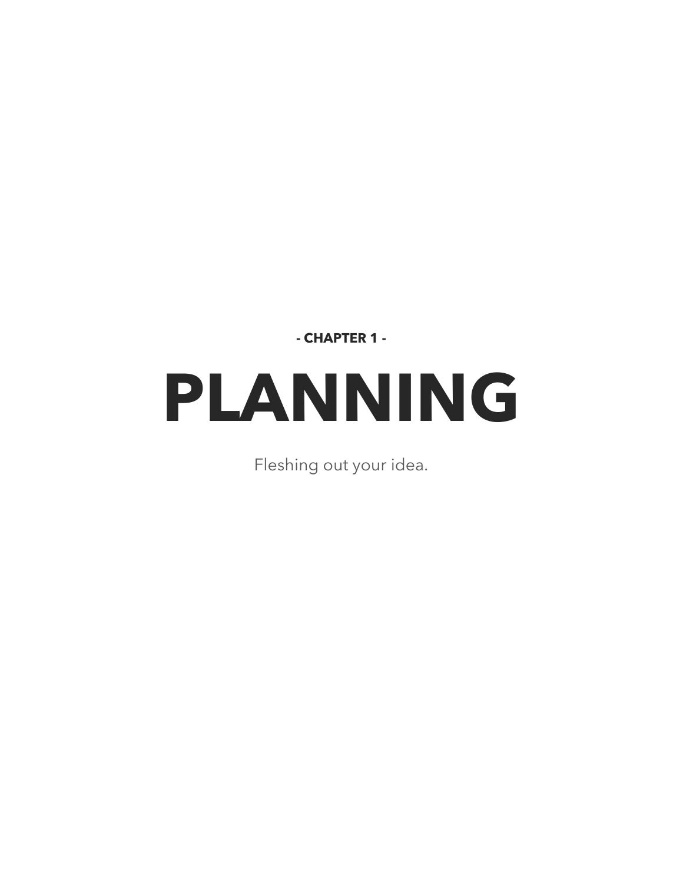**- CHAPTER 1 -**

# PLANNING

Fleshing out your idea.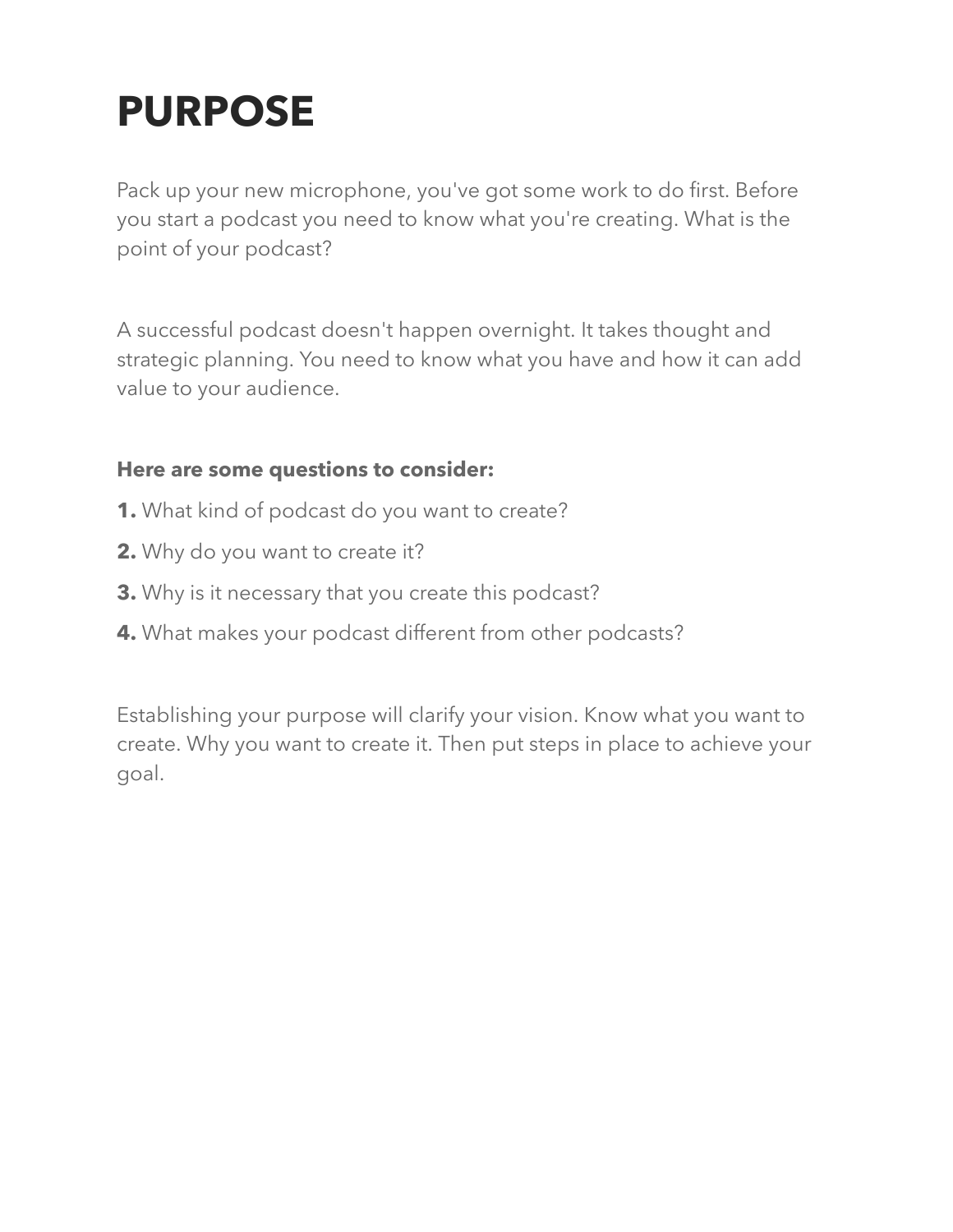# PURPOSE

Pack up your new microphone, you've got some work to do first. Before you start a podcast you need to know what you're creating. What is the point of your podcast?

A successful podcast doesn't happen overnight. It takes thought and strategic planning. You need to know what you have and how it can add value to your audience.

**Here are some questions to consider:**

**1.** What kind of podcast do you want to create?

**2.** Why do you want to create it?

**3.** Why is it necessary that you create this podcast?

**4.** What makes your podcast different from other podcasts?

Establishing your purpose will clarify your vision. Know what you want to create. Why you want to create it. Then put steps in place to achieve your goal.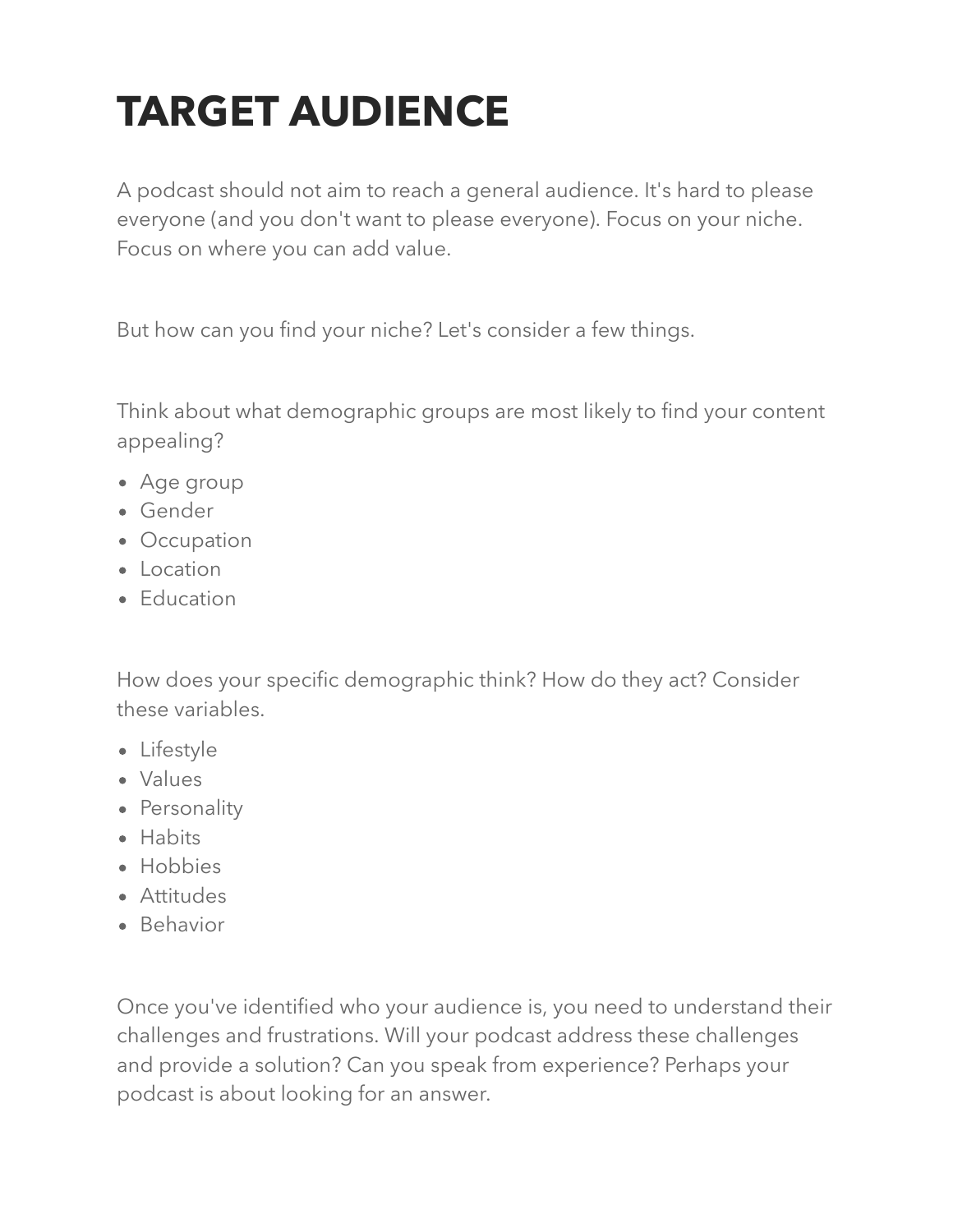# TARGET AUDIENCE

A podcast should not aim to reach a general audience. It's hard to please everyone (and you don't want to please everyone). Focus on your niche. Focus on where you can add value.

But how can you find your niche? Let's consider a few things.

Think about what demographic groups are most likely to find your content appealing?

- Age group
- Gender
- Occupation
- Location
- Education

How does your specific demographic think? How do they act? Consider these variables.

- Lifestyle
- Values
- Personality
- Habits
- Hobbies
- Attitudes
- Behavior

Once you've identified who your audience is, you need to understand their challenges and frustrations. Will your podcast address these challenges and provide a solution? Can you speak from experience? Perhaps your podcast is about looking for an answer.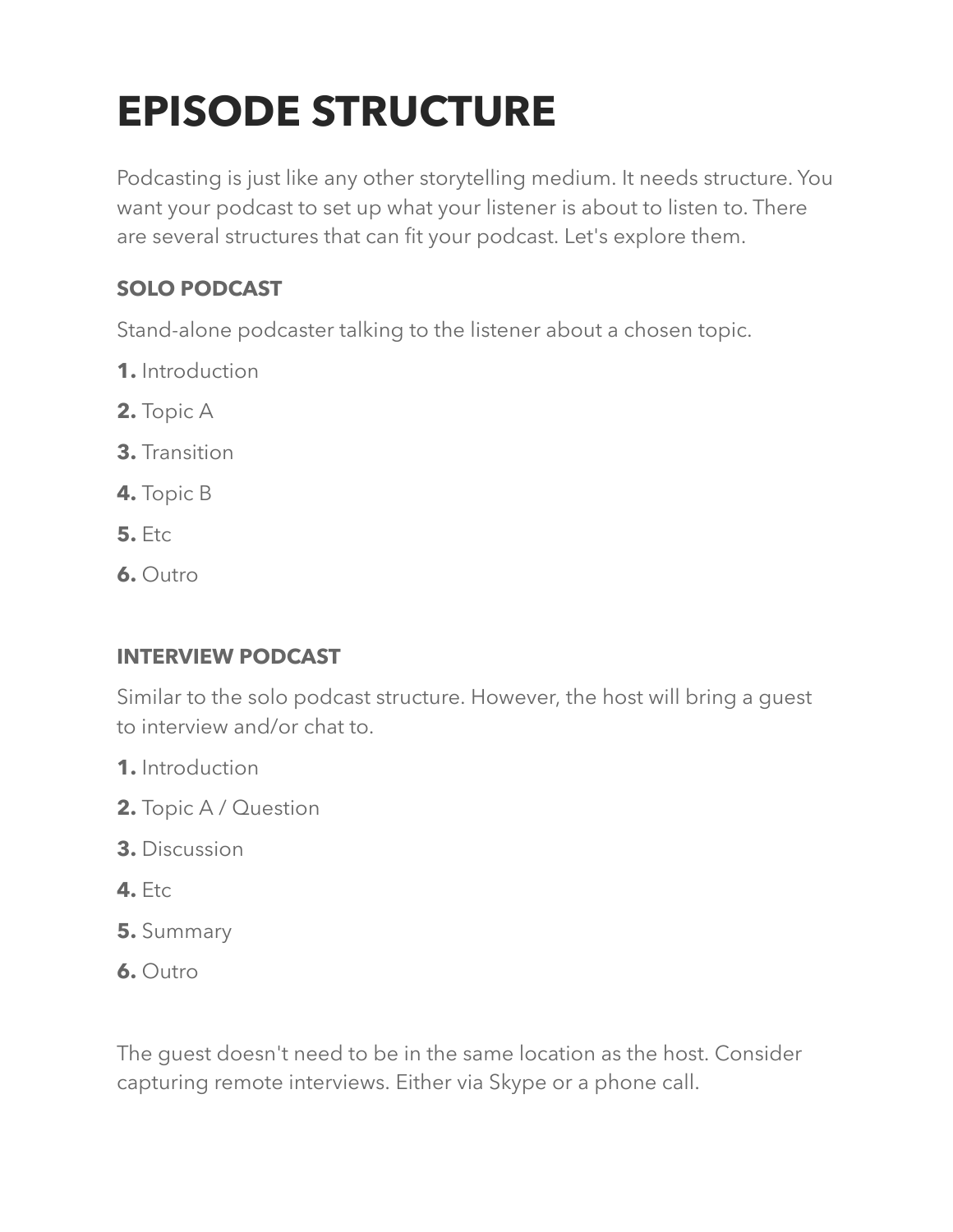# EPISODE STRUCTURE

Podcasting is just like any other storytelling medium. It needs structure. You want your podcast to set up what your listener is about to listen to. There are several structures that can fit your podcast. Let's explore them.

### SOLO PODCAST

Stand-alone podcaster talking to the listener about a chosen topic.

1. Introduction
2. Topic A
3. Transition
4. Topic B
5. Etc
6. Outro

### INTERVIEW PODCAST

Similar to the solo podcast structure. However, the host will bring a guest to interview and/or chat to.

1. Introduction
2. Topic A / Question
3. Discussion
4. Etc
5. Summary
6. Outro

The guest doesn't need to be in the same location as the host. Consider capturing remote interviews. Either via Skype or a phone call.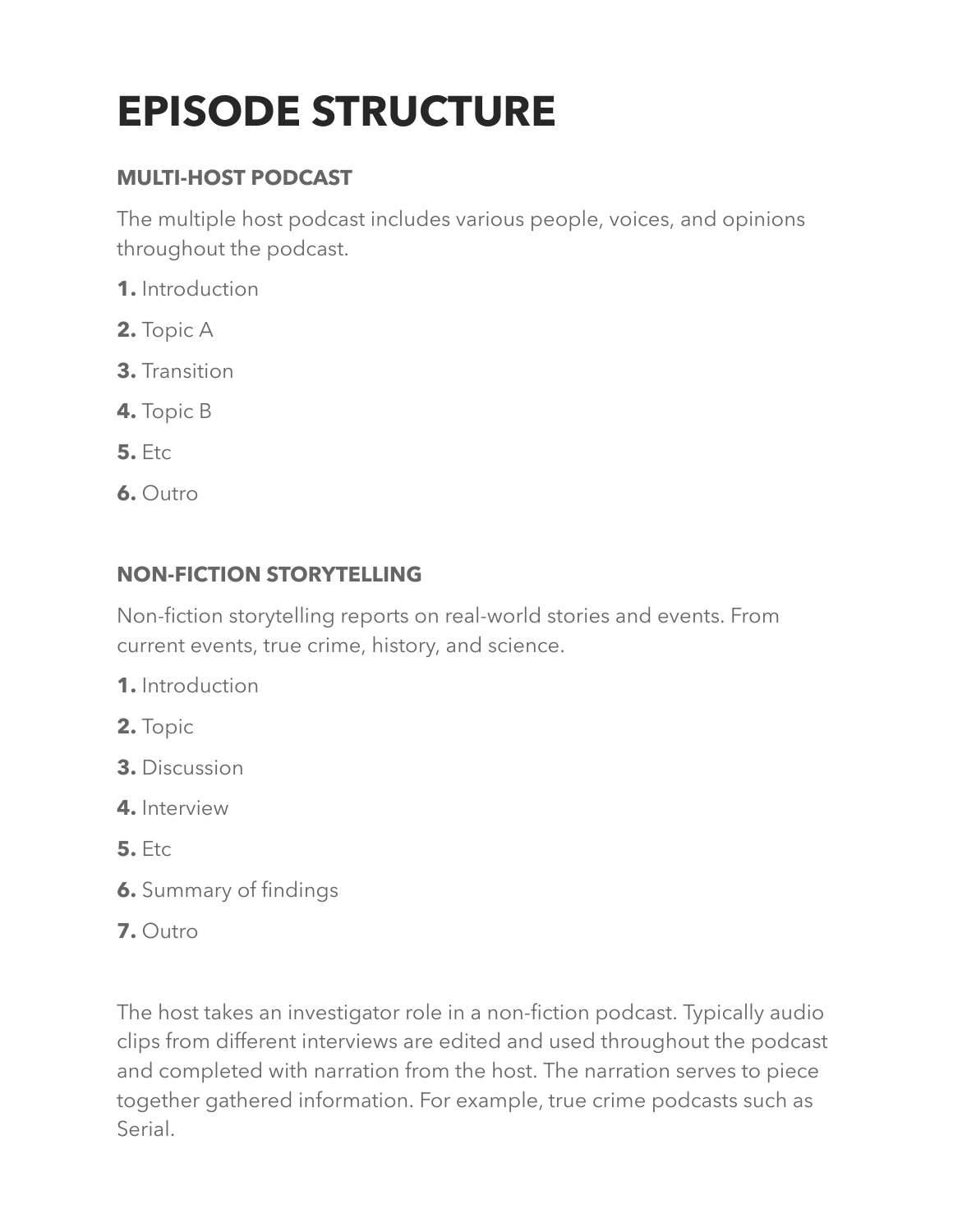# EPISODE STRUCTURE

### MULTI-HOST PODCAST

The multiple host podcast includes various people, voices, and opinions throughout the podcast.

1. Introduction
2. Topic A
3. Transition
4. Topic B
5. Etc
6. Outro

### NON-FICTION STORYTELLING

Non-fiction storytelling reports on real-world stories and events. From current events, true crime, history, and science.

1. Introduction
2. Topic
3. Discussion
4. Interview
5. Etc
6. Summary of findings
7. Outro

The host takes an investigator role in a non-fiction podcast. Typically audio clips from different interviews are edited and used throughout the podcast and completed with narration from the host. The narration serves to piece together gathered information. For example, true crime podcasts such as Serial.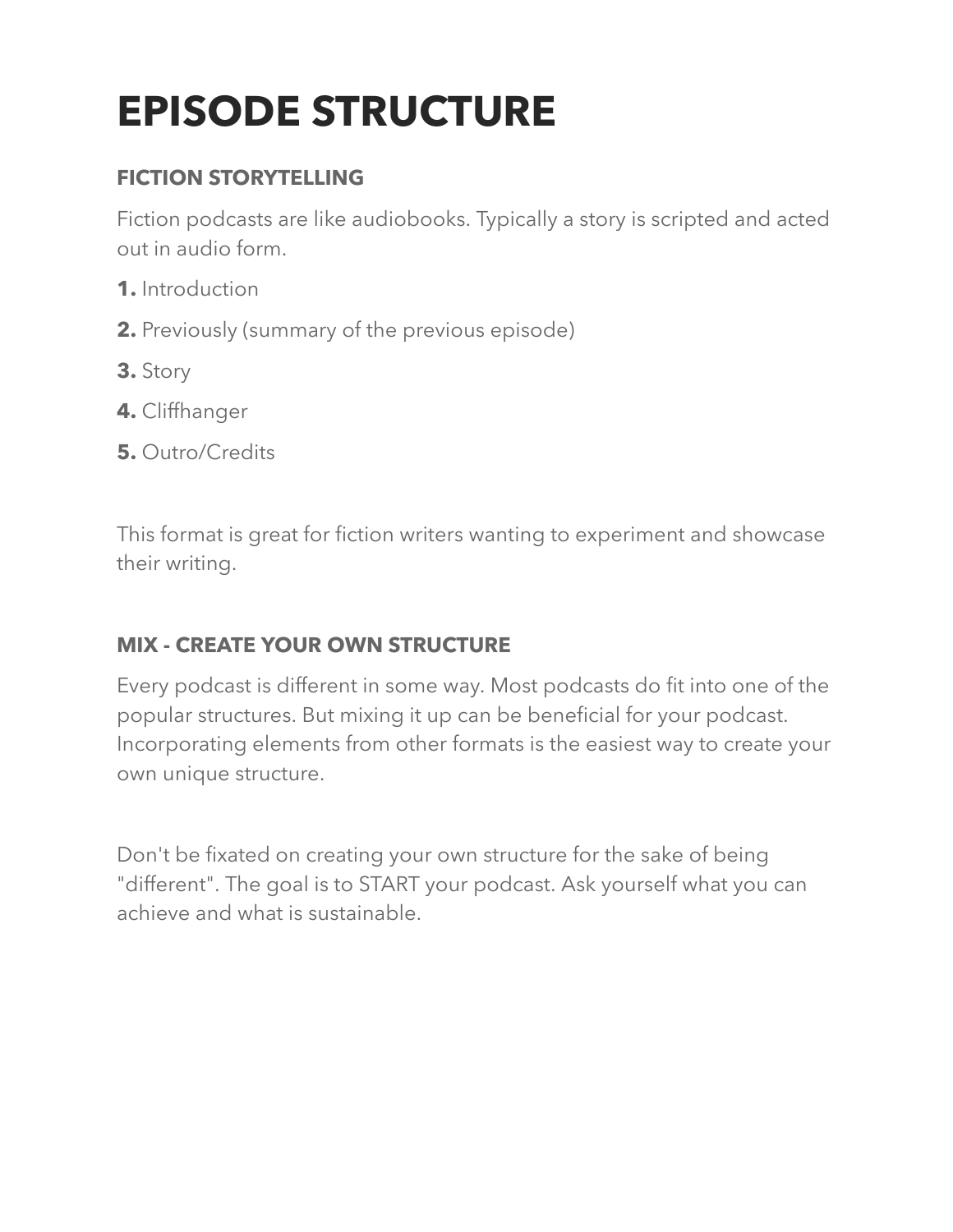# EPISODE STRUCTURE

### FICTION STORYTELLING

Fiction podcasts are like audiobooks. Typically a story is scripted and acted out in audio form.

1. Introduction
2. Previously (summary of the previous episode)
3. Story
4. Cliffhanger
5. Outro/Credits

This format is great for fiction writers wanting to experiment and showcase their writing.

### MIX - CREATE YOUR OWN STRUCTURE

Every podcast is different in some way. Most podcasts do fit into one of the popular structures. But mixing it up can be beneficial for your podcast. Incorporating elements from other formats is the easiest way to create your own unique structure.

Don't be fixated on creating your own structure for the sake of being "different". The goal is to START your podcast. Ask yourself what you can achieve and what is sustainable.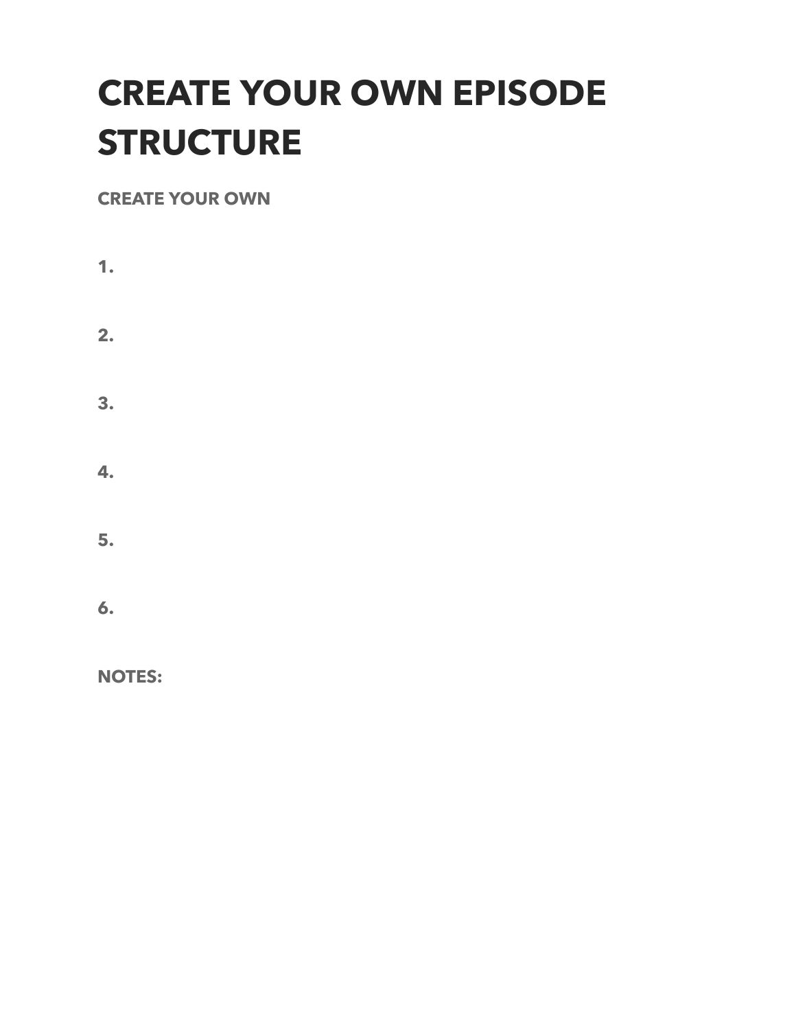# CREATE YOUR OWN EPISODE STRUCTURE

**CREATE YOUR OWN**

**1.**

**2.**

**3.**

**4.**

**5.**

**6.**

**NOTES:**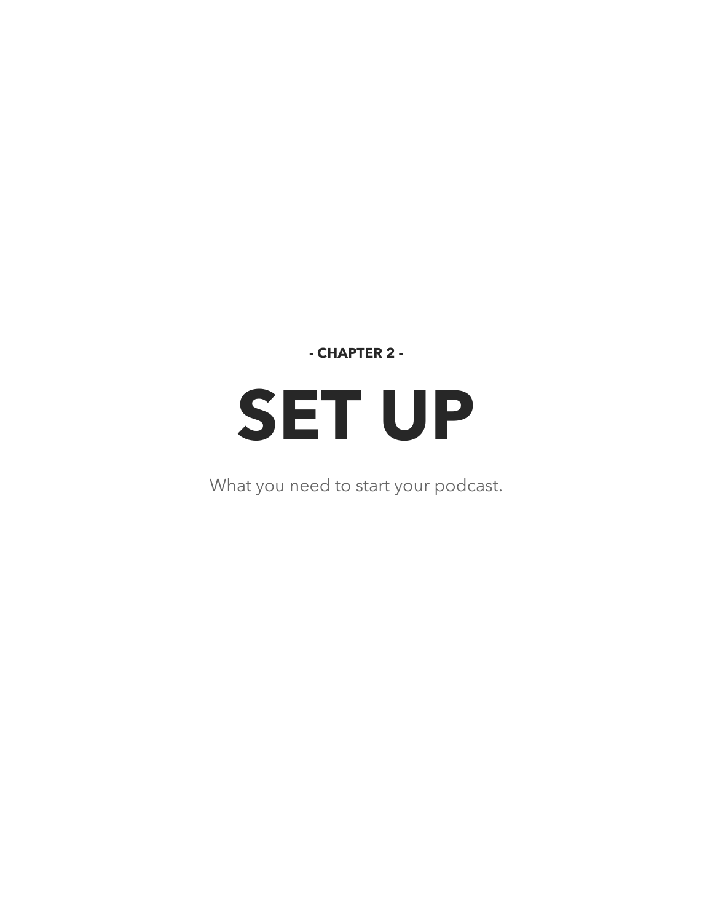**- CHAPTER 2 -**

# SET UP

What you need to start your podcast.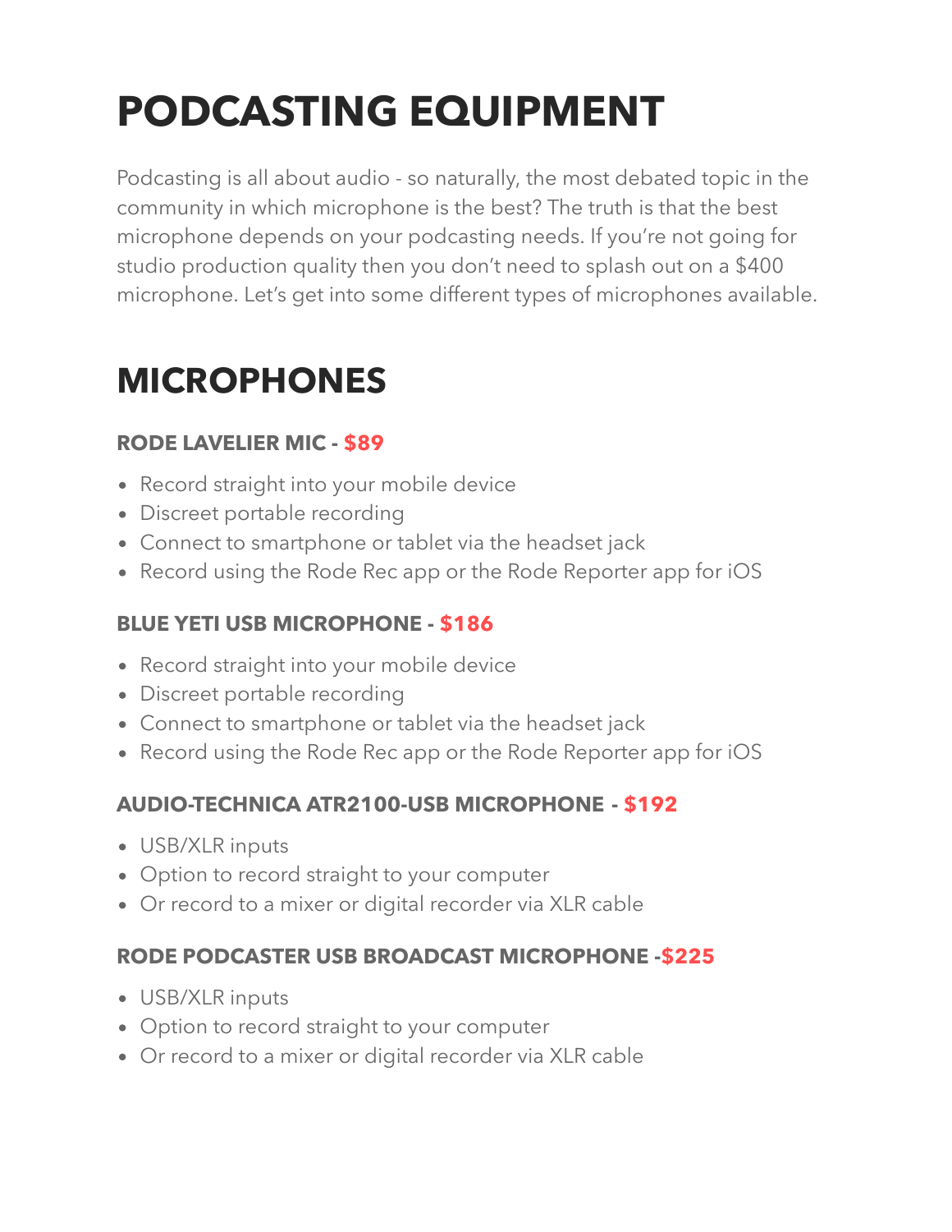# PODCASTING EQUIPMENT

Podcasting is all about audio - so naturally, the most debated topic in the community in which microphone is the best? The truth is that the best microphone depends on your podcasting needs. If you're not going for studio production quality then you don't need to splash out on a $400 microphone. Let's get into some different types of microphones available.

## MICROPHONES

### RODE LAVELIER MIC - $89

- Record straight into your mobile device
- Discreet portable recording
- Connect to smartphone or tablet via the headset jack
- Record using the Rode Rec app or the Rode Reporter app for iOS

### BLUE YETI USB MICROPHONE - $186

- Record straight into your mobile device
- Discreet portable recording
- Connect to smartphone or tablet via the headset jack
- Record using the Rode Rec app or the Rode Reporter app for iOS

### AUDIO-TECHNICA ATR2100-USB MICROPHONE - $192

- USB/XLR inputs
- Option to record straight to your computer
- Or record to a mixer or digital recorder via XLR cable

### RODE PODCASTER USB BROADCAST MICROPHONE -$225

- USB/XLR inputs
- Option to record straight to your computer
- Or record to a mixer or digital recorder via XLR cable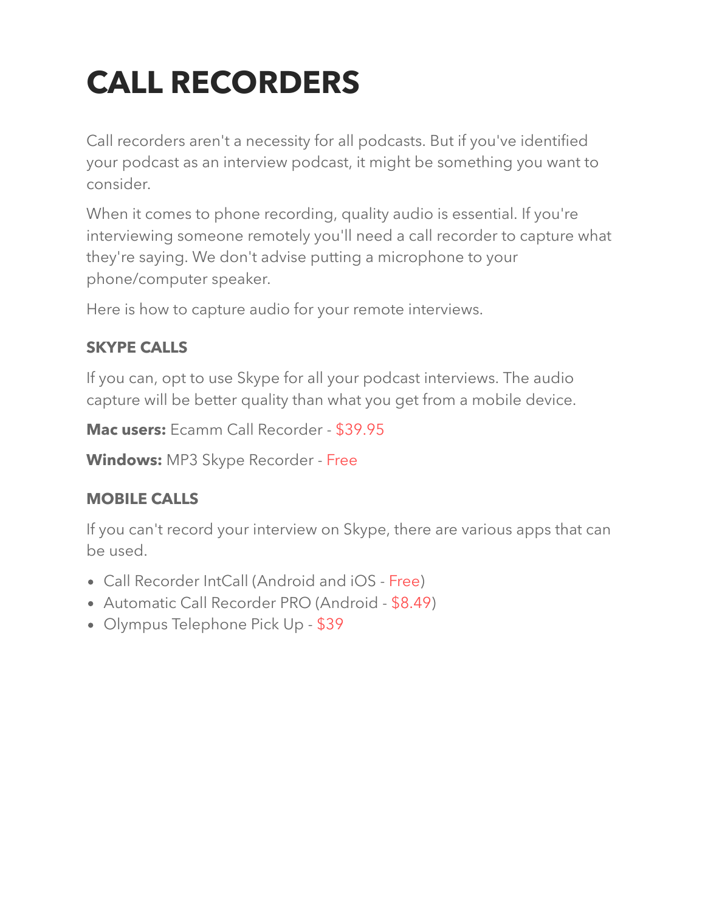# CALL RECORDERS

Call recorders aren't a necessity for all podcasts. But if you've identified your podcast as an interview podcast, it might be something you want to consider.

When it comes to phone recording, quality audio is essential. If you're interviewing someone remotely you'll need a call recorder to capture what they're saying. We don't advise putting a microphone to your phone/computer speaker.

Here is how to capture audio for your remote interviews.

### SKYPE CALLS

If you can, opt to use Skype for all your podcast interviews. The audio capture will be better quality than what you get from a mobile device.

**Mac users:** Ecamm Call Recorder - $39.95

**Windows:** MP3 Skype Recorder - Free

### MOBILE CALLS

If you can't record your interview on Skype, there are various apps that can be used.

- Call Recorder IntCall (Android and iOS - Free)
- Automatic Call Recorder PRO (Android - $8.49)
- Olympus Telephone Pick Up - $39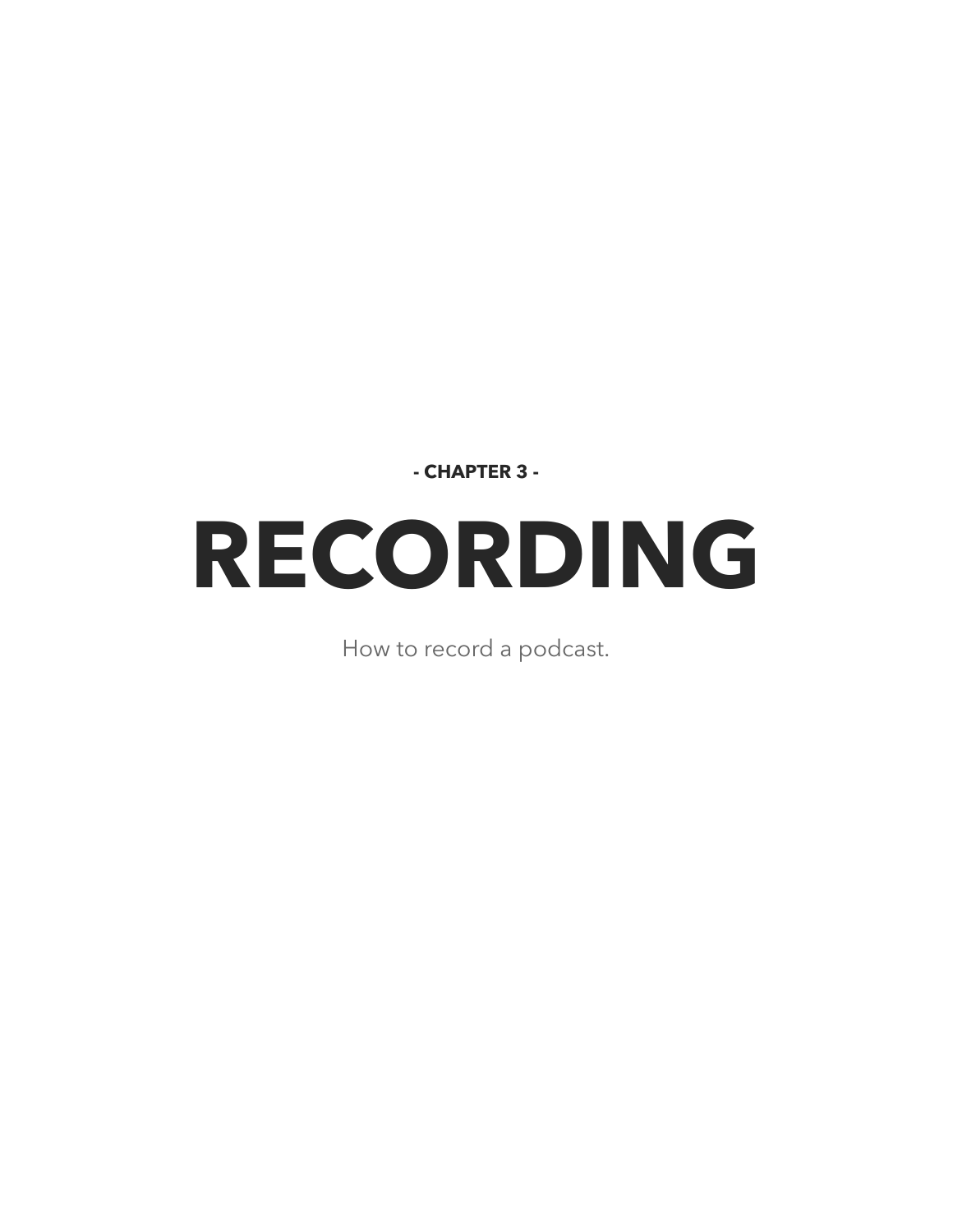**- CHAPTER 3 -**

# RECORDING

How to record a podcast.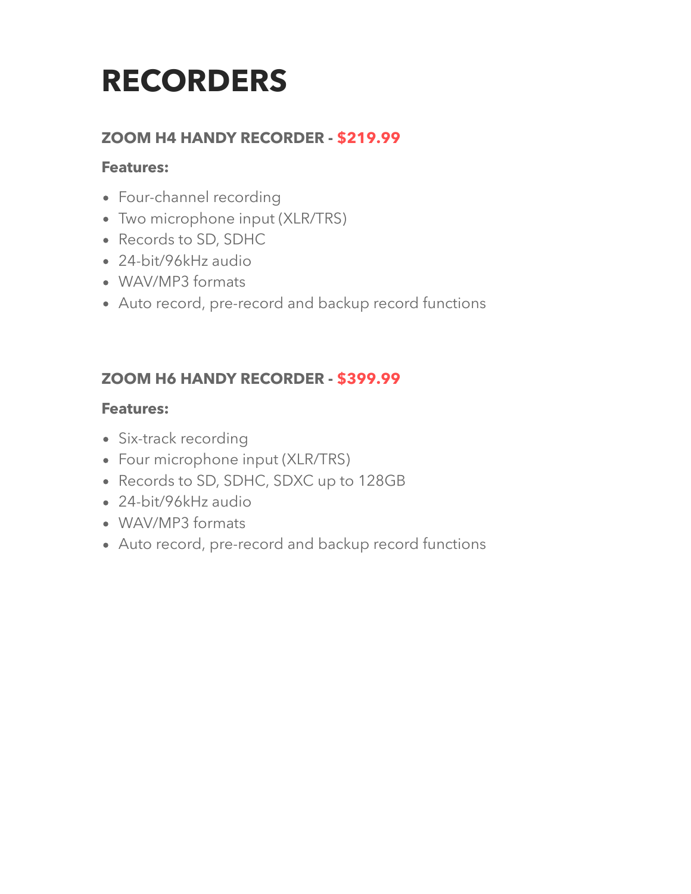# RECORDERS

### ZOOM H4 HANDY RECORDER - $219.99

**Features:**

- Four-channel recording
- Two microphone input (XLR/TRS)
- Records to SD, SDHC
- 24-bit/96kHz audio
- WAV/MP3 formats
- Auto record, pre-record and backup record functions

### ZOOM H6 HANDY RECORDER - $399.99

**Features:**

- Six-track recording
- Four microphone input (XLR/TRS)
- Records to SD, SDHC, SDXC up to 128GB
- 24-bit/96kHz audio
- WAV/MP3 formats
- Auto record, pre-record and backup record functions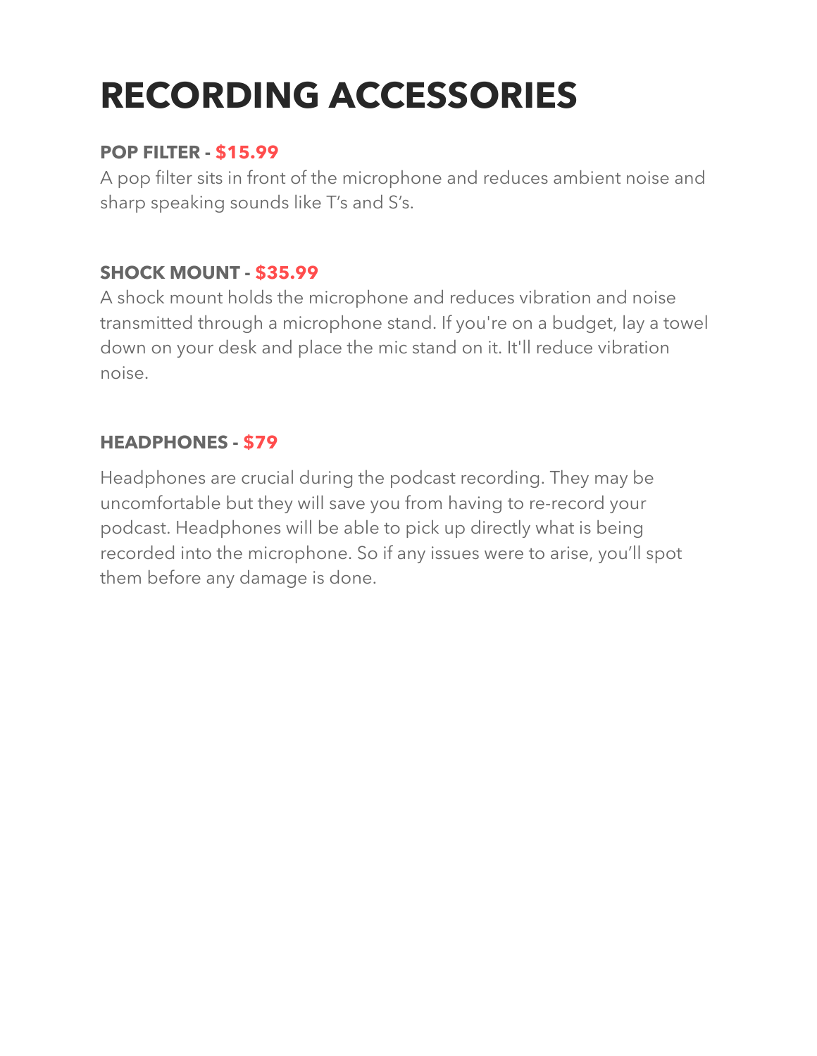# RECORDING ACCESSORIES

### POP FILTER - $15.99

A pop filter sits in front of the microphone and reduces ambient noise and sharp speaking sounds like T's and S's.

### SHOCK MOUNT - $35.99

A shock mount holds the microphone and reduces vibration and noise transmitted through a microphone stand. If you're on a budget, lay a towel down on your desk and place the mic stand on it. It'll reduce vibration noise.

### HEADPHONES - $79

Headphones are crucial during the podcast recording. They may be uncomfortable but they will save you from having to re-record your podcast. Headphones will be able to pick up directly what is being recorded into the microphone. So if any issues were to arise, you'll spot them before any damage is done.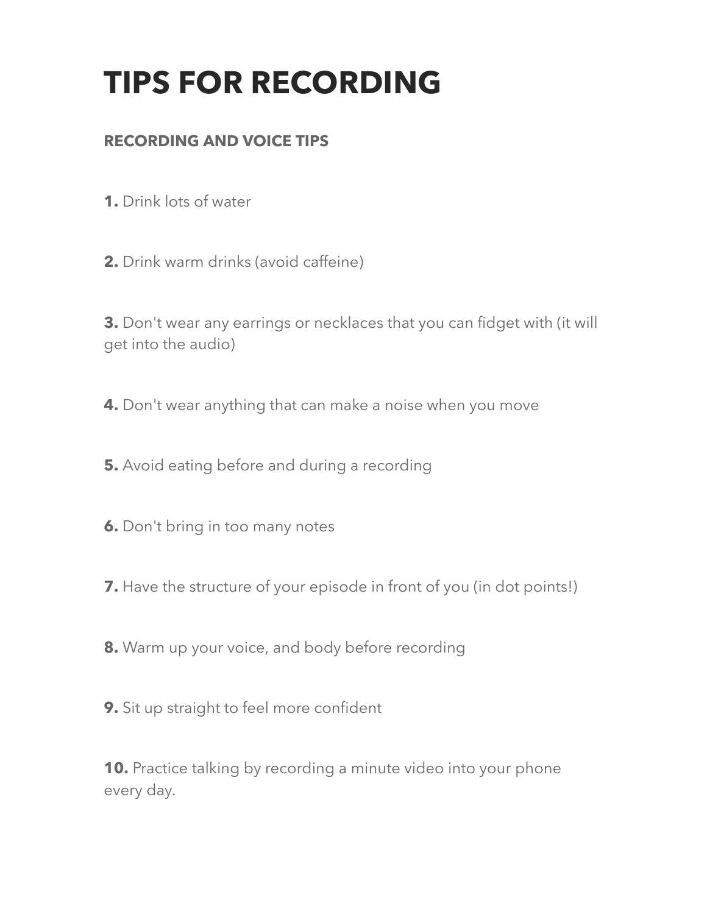# TIPS FOR RECORDING

### RECORDING AND VOICE TIPS

**1.** Drink lots of water

**2.** Drink warm drinks (avoid caffeine)

**3.** Don't wear any earrings or necklaces that you can fidget with (it will get into the audio)

**4.** Don't wear anything that can make a noise when you move

**5.** Avoid eating before and during a recording

**6.** Don't bring in too many notes

**7.** Have the structure of your episode in front of you (in dot points!)

**8.** Warm up your voice, and body before recording

**9.** Sit up straight to feel more confident

**10.** Practice talking by recording a minute video into your phone every day.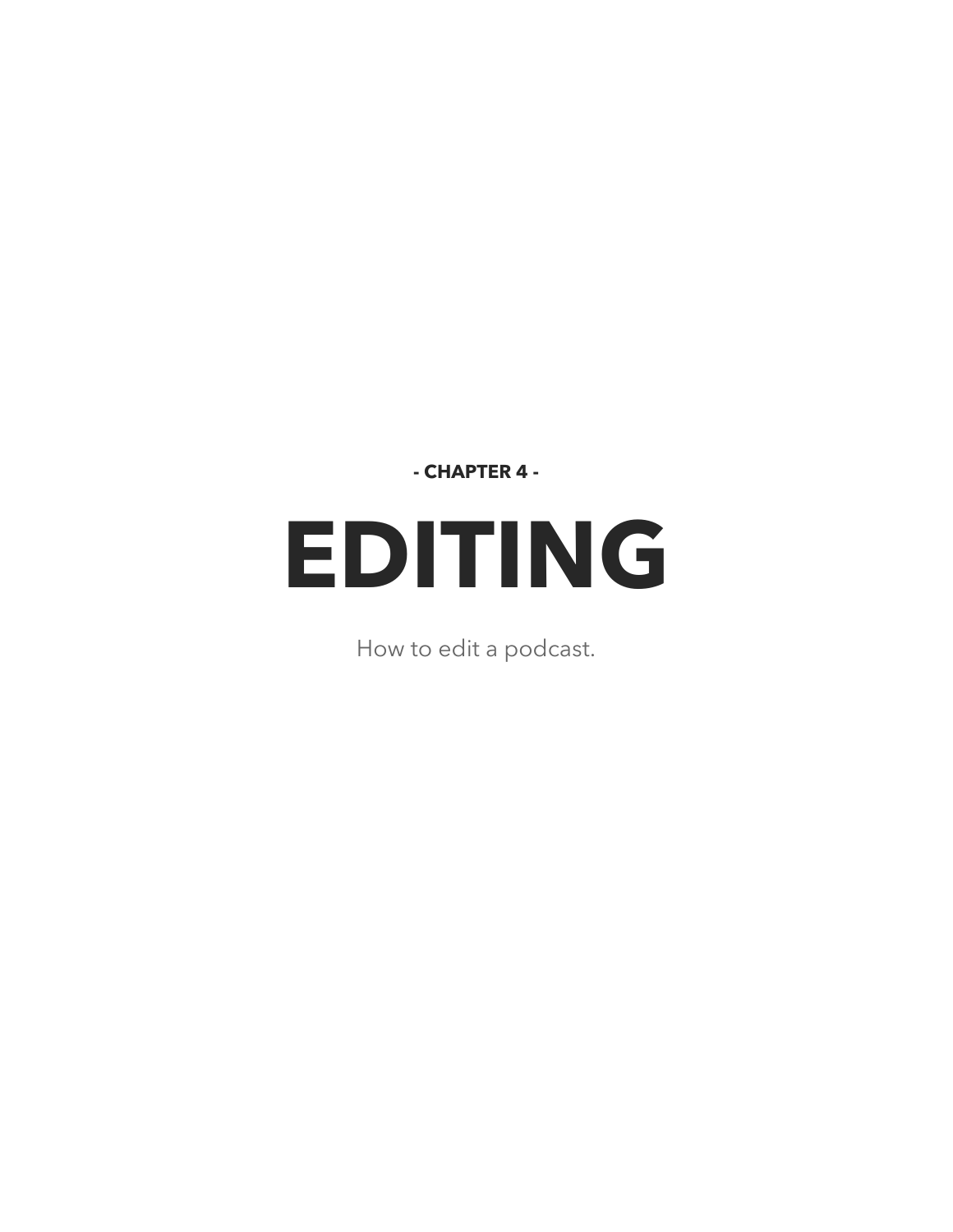**- CHAPTER 4 -**

# EDITING

How to edit a podcast.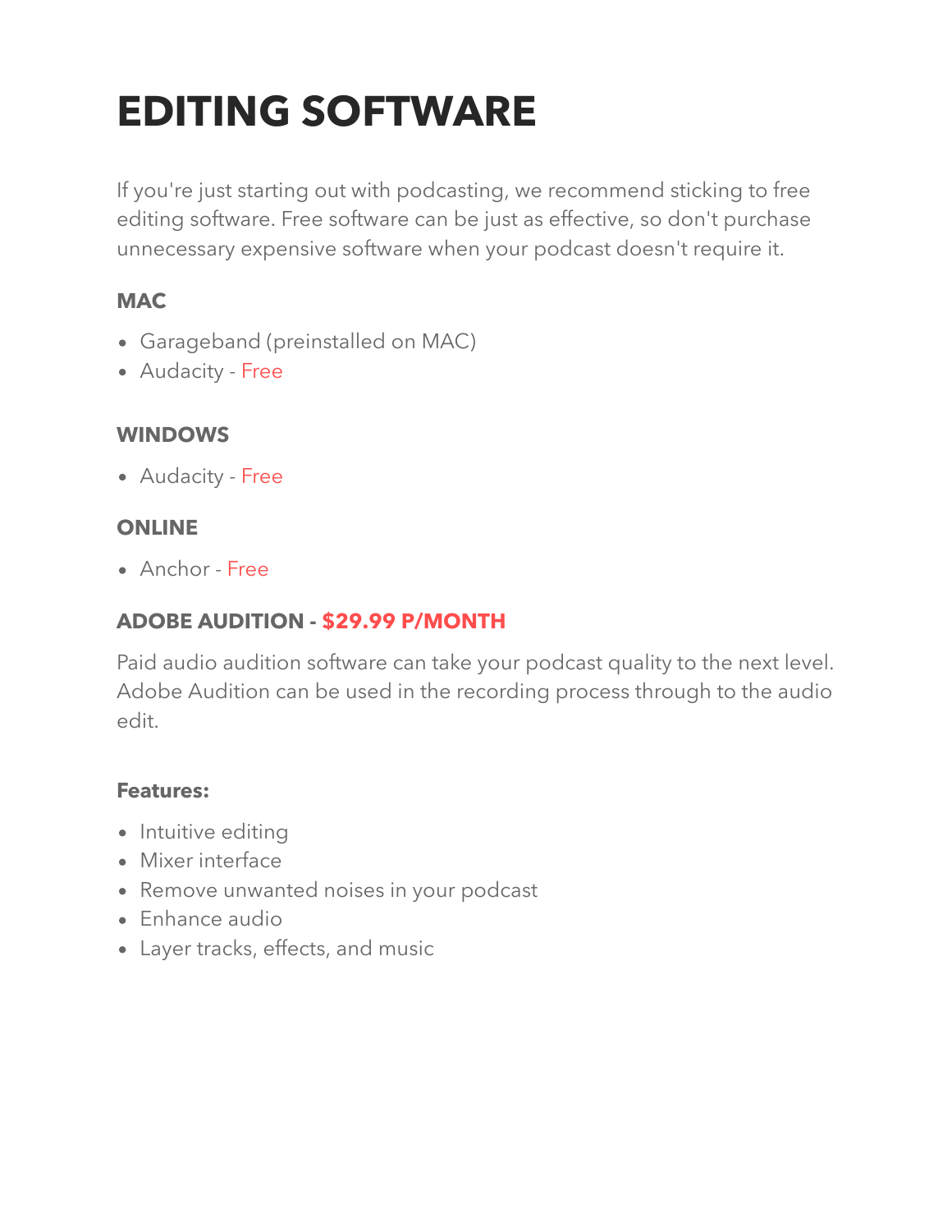# EDITING SOFTWARE

If you're just starting out with podcasting, we recommend sticking to free editing software. Free software can be just as effective, so don't purchase unnecessary expensive software when your podcast doesn't require it.

### MAC

- Garageband (preinstalled on MAC)
- Audacity - Free

### WINDOWS

- Audacity - Free

### ONLINE

- Anchor - Free

### ADOBE AUDITION - $29.99 P/MONTH

Paid audio audition software can take your podcast quality to the next level. Adobe Audition can be used in the recording process through to the audio edit.

**Features:**

- Intuitive editing
- Mixer interface
- Remove unwanted noises in your podcast
- Enhance audio
- Layer tracks, effects, and music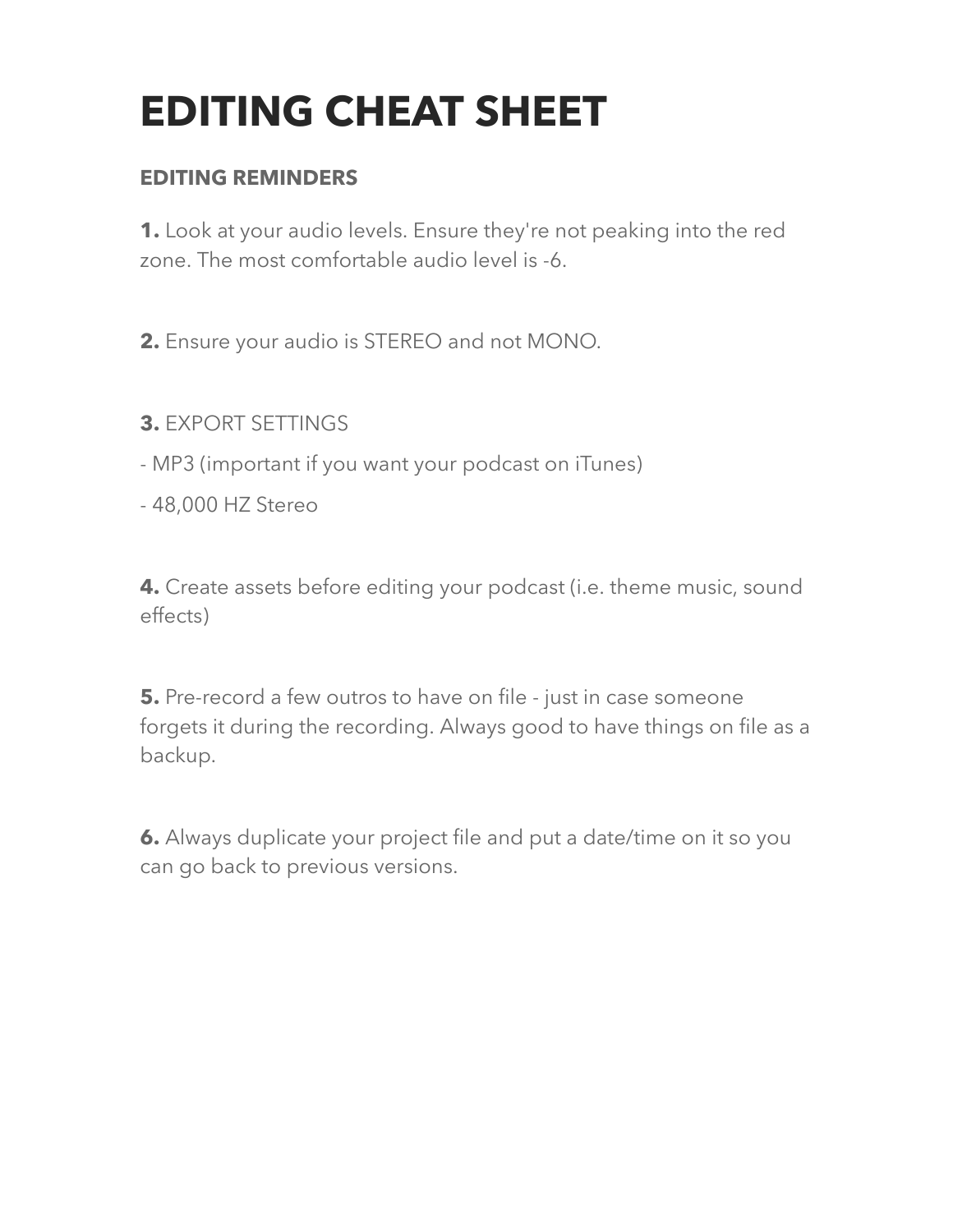# EDITING CHEAT SHEET

## EDITING REMINDERS

**1.** Look at your audio levels. Ensure they're not peaking into the red zone. The most comfortable audio level is -6.

**2.** Ensure your audio is STEREO and not MONO.

**3.** EXPORT SETTINGS

- MP3 (important if you want your podcast on iTunes)
- 48,000 HZ Stereo

**4.** Create assets before editing your podcast (i.e. theme music, sound effects)

**5.** Pre-record a few outros to have on file - just in case someone forgets it during the recording. Always good to have things on file as a backup.

**6.** Always duplicate your project file and put a date/time on it so you can go back to previous versions.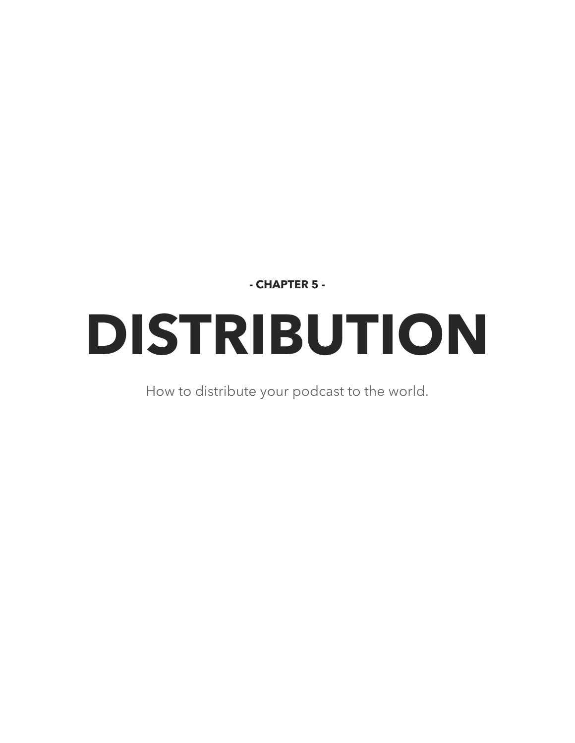**- CHAPTER 5 -**

# DISTRIBUTION

How to distribute your podcast to the world.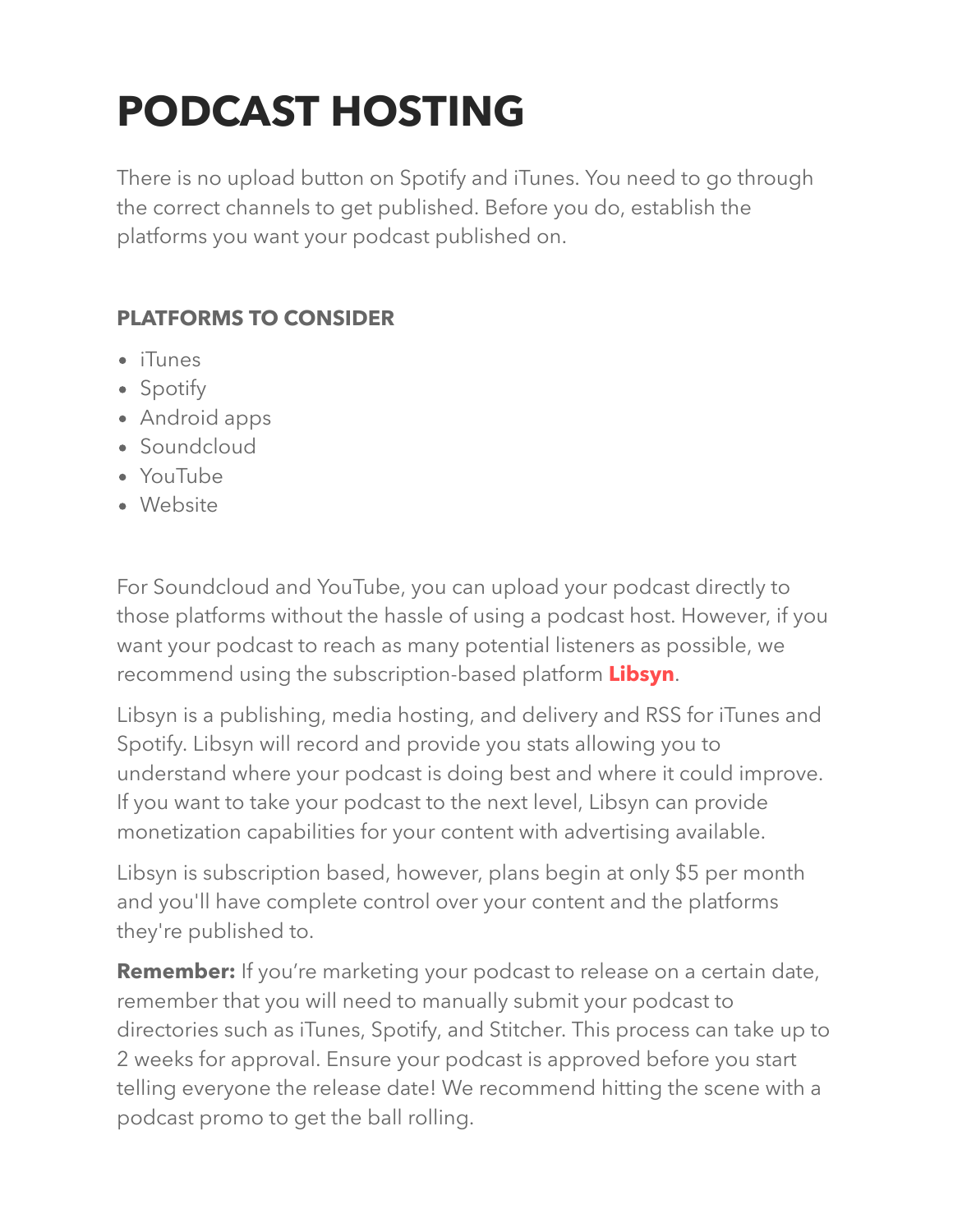# PODCAST HOSTING

There is no upload button on Spotify and iTunes. You need to go through the correct channels to get published. Before you do, establish the platforms you want your podcast published on.

### PLATFORMS TO CONSIDER

- iTunes
- Spotify
- Android apps
- Soundcloud
- YouTube
- Website

For Soundcloud and YouTube, you can upload your podcast directly to those platforms without the hassle of using a podcast host. However, if you want your podcast to reach as many potential listeners as possible, we recommend using the subscription-based platform **Libsyn**.

Libsyn is a publishing, media hosting, and delivery and RSS for iTunes and Spotify. Libsyn will record and provide you stats allowing you to understand where your podcast is doing best and where it could improve. If you want to take your podcast to the next level, Libsyn can provide monetization capabilities for your content with advertising available.

Libsyn is subscription based, however, plans begin at only $5 per month and you'll have complete control over your content and the platforms they're published to.

**Remember:** If you're marketing your podcast to release on a certain date, remember that you will need to manually submit your podcast to directories such as iTunes, Spotify, and Stitcher. This process can take up to 2 weeks for approval. Ensure your podcast is approved before you start telling everyone the release date! We recommend hitting the scene with a podcast promo to get the ball rolling.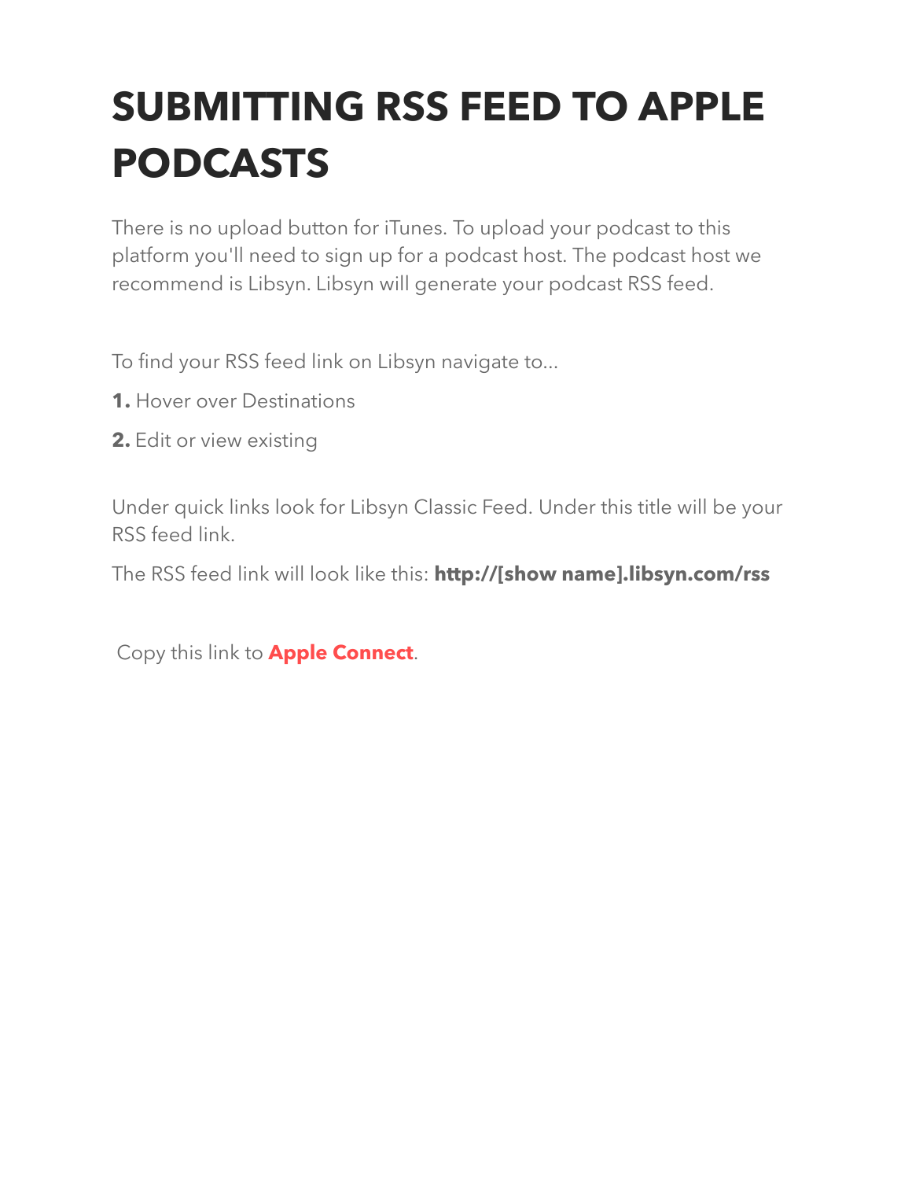# SUBMITTING RSS FEED TO APPLE PODCASTS

There is no upload button for iTunes. To upload your podcast to this platform you'll need to sign up for a podcast host. The podcast host we recommend is Libsyn. Libsyn will generate your podcast RSS feed.

To find your RSS feed link on Libsyn navigate to...

**1.** Hover over Destinations

**2.** Edit or view existing

Under quick links look for Libsyn Classic Feed. Under this title will be your RSS feed link.

The RSS feed link will look like this: **http://[show name].libsyn.com/rss**

Copy this link to **Apple Connect**.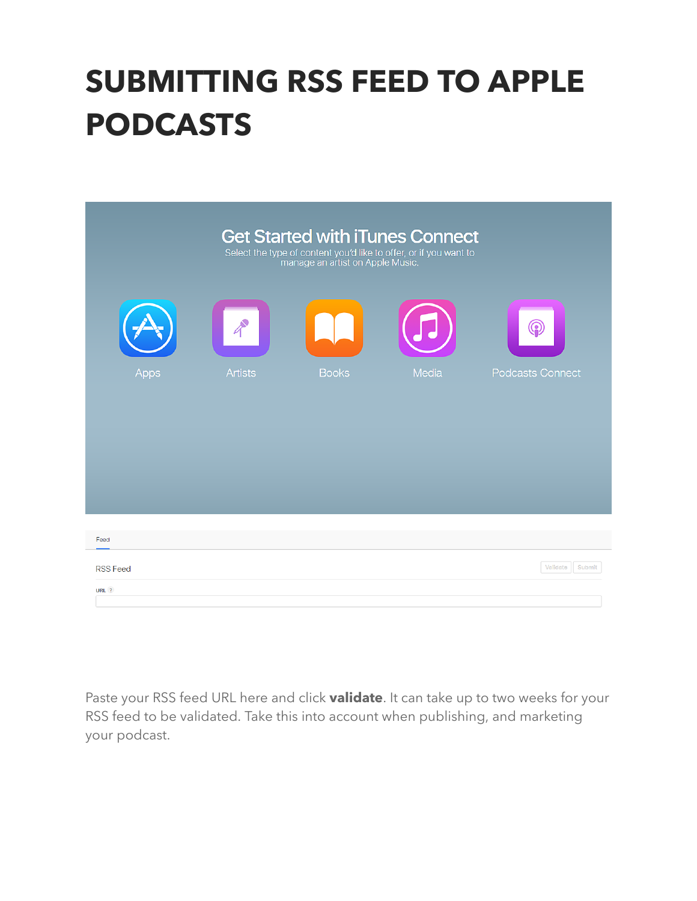# SUBMITTING RSS FEED TO APPLE PODCASTS

Paste your RSS feed URL here and click **validate**. It can take up to two weeks for your RSS feed to be validated. Take this into account when publishing, and marketing your podcast.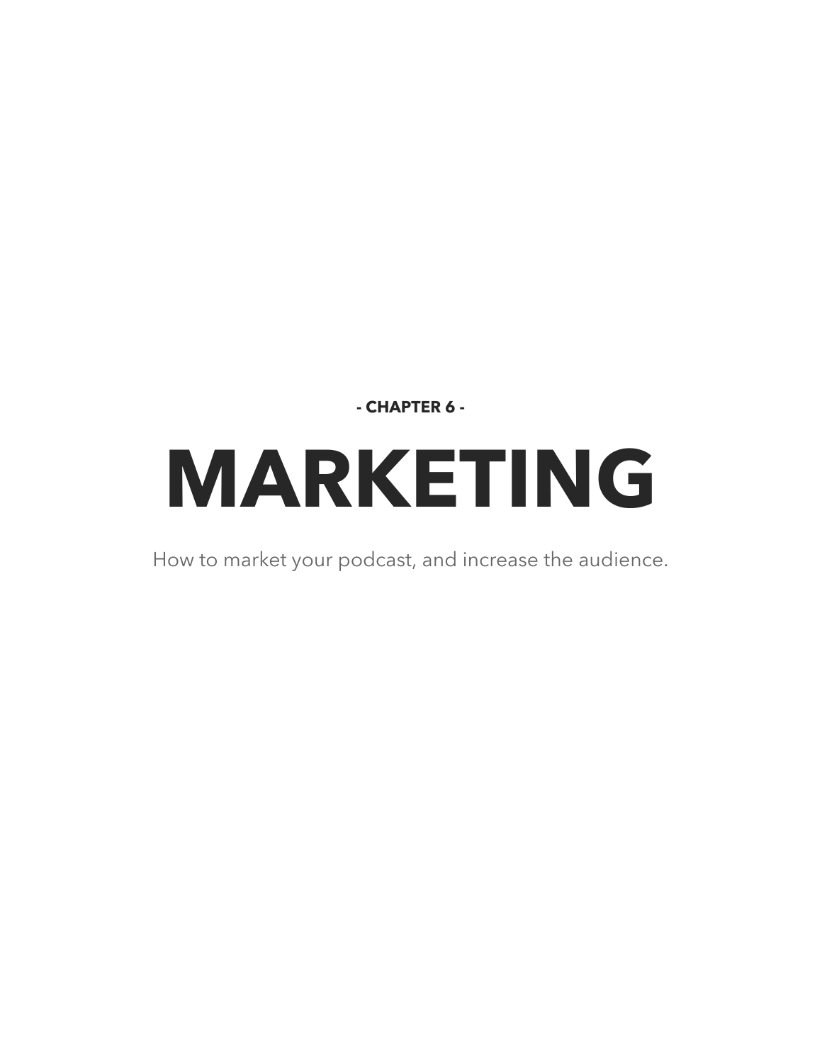**- CHAPTER 6 -**

# MARKETING

How to market your podcast, and increase the audience.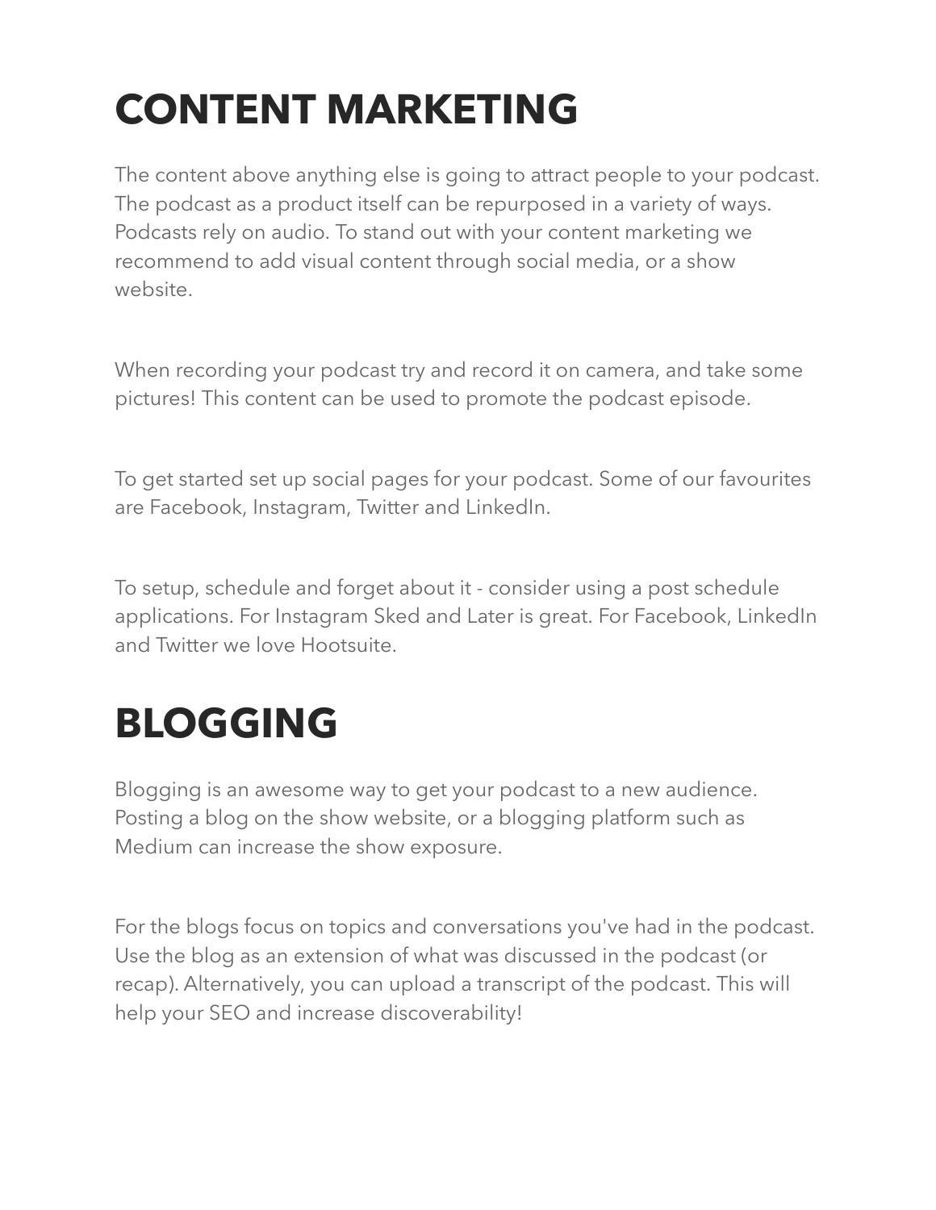# CONTENT MARKETING

The content above anything else is going to attract people to your podcast. The podcast as a product itself can be repurposed in a variety of ways. Podcasts rely on audio. To stand out with your content marketing we recommend to add visual content through social media, or a show website.

When recording your podcast try and record it on camera, and take some pictures! This content can be used to promote the podcast episode.

To get started set up social pages for your podcast. Some of our favourites are Facebook, Instagram, Twitter and LinkedIn.

To setup, schedule and forget about it - consider using a post schedule applications. For Instagram Sked and Later is great. For Facebook, LinkedIn and Twitter we love Hootsuite.

# BLOGGING

Blogging is an awesome way to get your podcast to a new audience. Posting a blog on the show website, or a blogging platform such as Medium can increase the show exposure.

For the blogs focus on topics and conversations you've had in the podcast. Use the blog as an extension of what was discussed in the podcast (or recap). Alternatively, you can upload a transcript of the podcast. This will help your SEO and increase discoverability!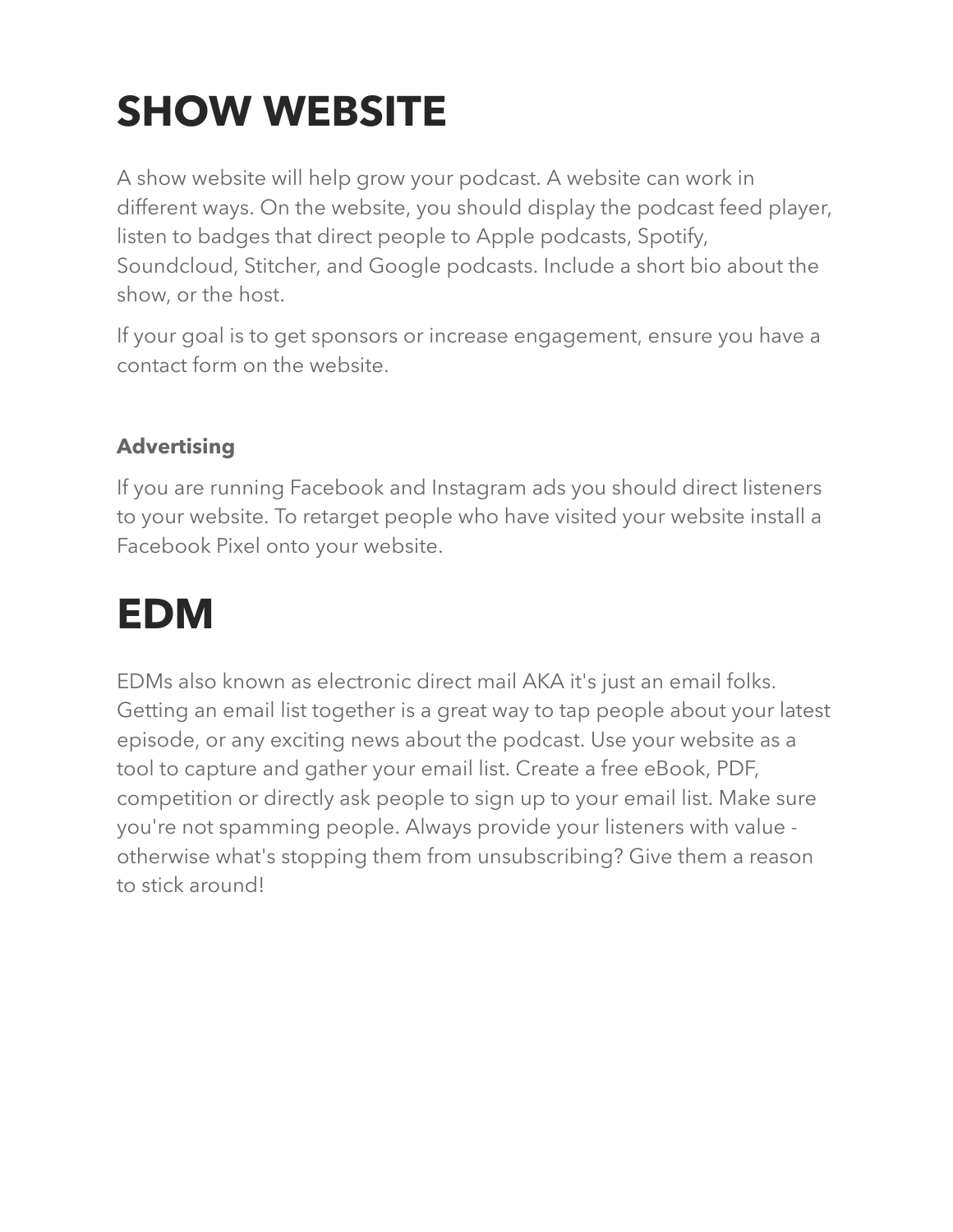# SHOW WEBSITE

A show website will help grow your podcast. A website can work in different ways. On the website, you should display the podcast feed player, listen to badges that direct people to Apple podcasts, Spotify, Soundcloud, Stitcher, and Google podcasts. Include a short bio about the show, or the host.

If your goal is to get sponsors or increase engagement, ensure you have a contact form on the website.

### Advertising

If you are running Facebook and Instagram ads you should direct listeners to your website. To retarget people who have visited your website install a Facebook Pixel onto your website.

# EDM

EDMs also known as electronic direct mail AKA it's just an email folks. Getting an email list together is a great way to tap people about your latest episode, or any exciting news about the podcast. Use your website as a tool to capture and gather your email list. Create a free eBook, PDF, competition or directly ask people to sign up to your email list. Make sure you're not spamming people. Always provide your listeners with value - otherwise what's stopping them from unsubscribing? Give them a reason to stick around!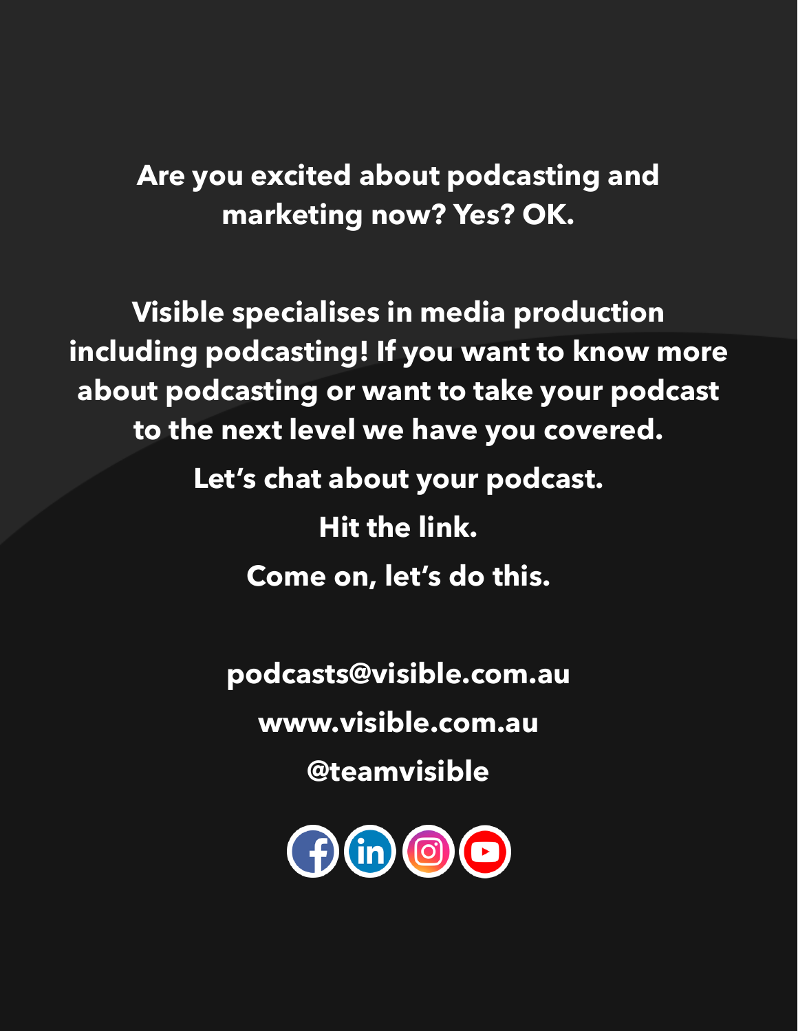**Are you excited about podcasting and marketing now? Yes? OK.**

**Visible specialises in media production including podcasting! If you want to know more about podcasting or want to take your podcast to the next level we have you covered.**

**Let's chat about your podcast.**

**Hit the link.**

**Come on, let's do this.**

**podcasts@visible.com.au**

**www.visible.com.au**

**@teamvisible**